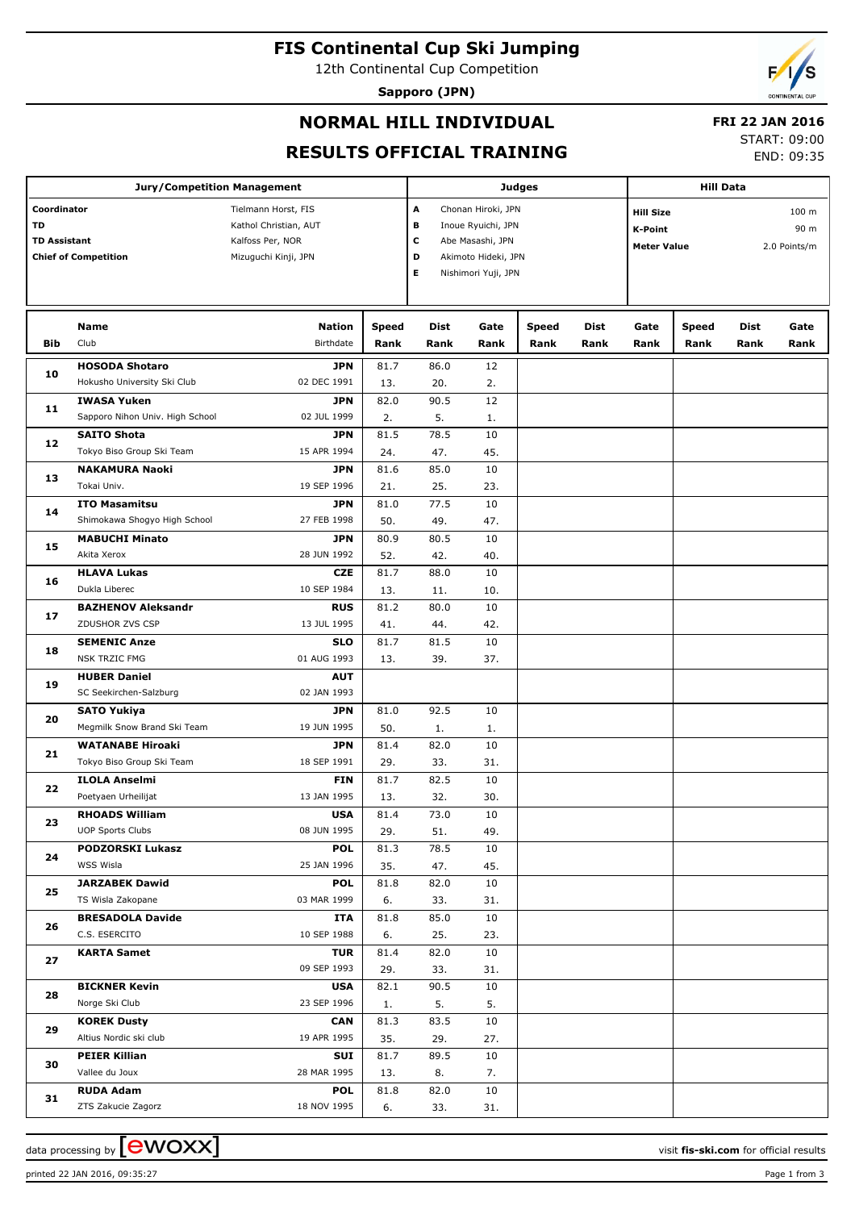# FIS Continental Cup Ski Jumping

12th Continental Cup Competition

**Sapporo (JPN)**

## NORMAL HILL INDIVIDUAL

## RESULTS OFFICIAL TRAINING

**FRI 22 JAN 2016**

START: 09:00

END: 09:35

| Jury/Competition Management | | Judges | | Hill Data | |
|---|---|---|---|---|---|
| Coordinator | Tielmann Horst, FIS | A | Chonan Hiroki, JPN | Hill Size | 100 m |
| TD | Kathol Christian, AUT | B | Inoue Ryuichi, JPN | K-Point | 90 m |
| TD Assistant | Kalfoss Per, NOR | C | Abe Masashi, JPN | Meter Value | 2.0 Points/m |
| Chief of Competition | Mizuguchi Kinji, JPN | D | Akimoto Hideki, JPN | | |
| | | E | Nishimori Yuji, JPN | | |

| Bib | Name / Club | Nation / Birthdate | Speed / Rank | Dist / Rank | Gate / Rank | Speed / Rank | Dist / Rank | Gate / Rank | Speed / Rank | Dist / Rank | Gate / Rank |
|---|---|---|---|---|---|---|---|---|---|---|---|
| 10 | **HOSODA Shotaro**<br>Hokusho University Ski Club | **JPN**<br>02 DEC 1991 | 81.7<br>13. | 86.0<br>20. | 12<br>2. | | | | | | |
| 11 | **IWASA Yuken**<br>Sapporo Nihon Univ. High School | **JPN**<br>02 JUL 1999 | 82.0<br>2. | 90.5<br>5. | 12<br>1. | | | | | | |
| 12 | **SAITO Shota**<br>Tokyo Biso Group Ski Team | **JPN**<br>15 APR 1994 | 81.5<br>24. | 78.5<br>47. | 10<br>45. | | | | | | |
| 13 | **NAKAMURA Naoki**<br>Tokai Univ. | **JPN**<br>19 SEP 1996 | 81.6<br>21. | 85.0<br>25. | 10<br>23. | | | | | | |
| 14 | **ITO Masamitsu**<br>Shimokawa Shogyo High School | **JPN**<br>27 FEB 1998 | 81.0<br>50. | 77.5<br>49. | 10<br>47. | | | | | | |
| 15 | **MABUCHI Minato**<br>Akita Xerox | **JPN**<br>28 JUN 1992 | 80.9<br>52. | 80.5<br>42. | 10<br>40. | | | | | | |
| 16 | **HLAVA Lukas**<br>Dukla Liberec | **CZE**<br>10 SEP 1984 | 81.7<br>13. | 88.0<br>11. | 10<br>10. | | | | | | |
| 17 | **BAZHENOV Aleksandr**<br>ZDUSHOR ZVS CSP | **RUS**<br>13 JUL 1995 | 81.2<br>41. | 80.0<br>44. | 10<br>42. | | | | | | |
| 18 | **SEMENIC Anze**<br>NSK TRZIC FMG | **SLO**<br>01 AUG 1993 | 81.7<br>13. | 81.5<br>39. | 10<br>37. | | | | | | |
| 19 | **HUBER Daniel**<br>SC Seekirchen-Salzburg | **AUT**<br>02 JAN 1993 | | | | | | | | | |
| 20 | **SATO Yukiya**<br>Megmilk Snow Brand Ski Team | **JPN**<br>19 JUN 1995 | 81.0<br>50. | 92.5<br>1. | 10<br>1. | | | | | | |
| 21 | **WATANABE Hiroaki**<br>Tokyo Biso Group Ski Team | **JPN**<br>18 SEP 1991 | 81.4<br>29. | 82.0<br>33. | 10<br>31. | | | | | | |
| 22 | **ILOLA Anselmi**<br>Poetyaen Urheilijat | **FIN**<br>13 JAN 1995 | 81.7<br>13. | 82.5<br>32. | 10<br>30. | | | | | | |
| 23 | **RHOADS William**<br>UOP Sports Clubs | **USA**<br>08 JUN 1995 | 81.4<br>29. | 73.0<br>51. | 10<br>49. | | | | | | |
| 24 | **PODZORSKI Lukasz**<br>WSS Wisla | **POL**<br>25 JAN 1996 | 81.3<br>35. | 78.5<br>47. | 10<br>45. | | | | | | |
| 25 | **JARZABEK Dawid**<br>TS Wisla Zakopane | **POL**<br>03 MAR 1999 | 81.8<br>6. | 82.0<br>33. | 10<br>31. | | | | | | |
| 26 | **BRESADOLA Davide**<br>C.S. ESERCITO | **ITA**<br>10 SEP 1988 | 81.8<br>6. | 85.0<br>25. | 10<br>23. | | | | | | |
| 27 | **KARTA Samet** | **TUR**<br>09 SEP 1993 | 81.4<br>29. | 82.0<br>33. | 10<br>31. | | | | | | |
| 28 | **BICKNER Kevin**<br>Norge Ski Club | **USA**<br>23 SEP 1996 | 82.1<br>1. | 90.5<br>5. | 10<br>5. | | | | | | |
| 29 | **KOREK Dusty**<br>Altius Nordic ski club | **CAN**<br>19 APR 1995 | 81.3<br>35. | 83.5<br>29. | 10<br>27. | | | | | | |
| 30 | **PEIER Killian**<br>Vallee du Joux | **SUI**<br>28 MAR 1995 | 81.7<br>13. | 89.5<br>8. | 10<br>7. | | | | | | |
| 31 | **RUDA Adam**<br>ZTS Zakucie Zagorz | **POL**<br>18 NOV 1995 | 81.8<br>6. | 82.0<br>33. | 10<br>31. | | | | | | |

data processing by ewoxx — visit fis-ski.com for official results

printed 22 JAN 2016, 09:35:27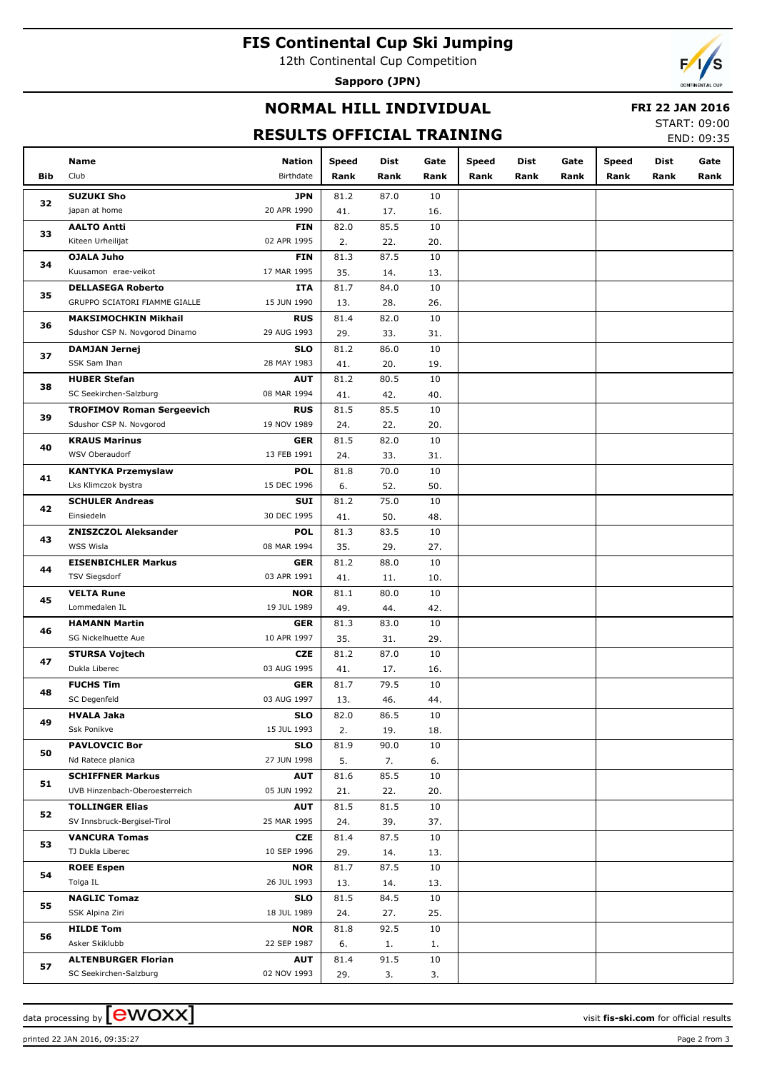# FIS Continental Cup Ski Jumping

12th Continental Cup Competition

**Sapporo (JPN)**

## NORMAL HILL INDIVIDUAL

## RESULTS OFFICIAL TRAINING

**FRI 22 JAN 2016**

START: 09:00

END: 09:35

| Bib | Name / Club | Nation / Birthdate | Speed / Rank | Dist / Rank | Gate / Rank | Speed / Rank | Dist / Rank | Gate / Rank | Speed / Rank | Dist / Rank | Gate / Rank |
|---|---|---|---|---|---|---|---|---|---|---|---|
| 32 | **SUZUKI Sho** | **JPN** | 81.2 | 87.0 | 10 | | | | | | |
| | japan at home | 20 APR 1990 | 41. | 17. | 16. | | | | | | |
| 33 | **AALTO Antti** | **FIN** | 82.0 | 85.5 | 10 | | | | | | |
| | Kiteen Urheilijat | 02 APR 1995 | 2. | 22. | 20. | | | | | | |
| 34 | **OJALA Juho** | **FIN** | 81.3 | 87.5 | 10 | | | | | | |
| | Kuusamon erae-veikot | 17 MAR 1995 | 35. | 14. | 13. | | | | | | |
| 35 | **DELLASEGA Roberto** | **ITA** | 81.7 | 84.0 | 10 | | | | | | |
| | GRUPPO SCIATORI FIAMME GIALLE | 15 JUN 1990 | 13. | 28. | 26. | | | | | | |
| 36 | **MAKSIMOCHKIN Mikhail** | **RUS** | 81.4 | 82.0 | 10 | | | | | | |
| | Sdushor CSP N. Novgorod Dinamo | 29 AUG 1993 | 29. | 33. | 31. | | | | | | |
| 37 | **DAMJAN Jernej** | **SLO** | 81.2 | 86.0 | 10 | | | | | | |
| | SSK Sam Ihan | 28 MAY 1983 | 41. | 20. | 19. | | | | | | |
| 38 | **HUBER Stefan** | **AUT** | 81.2 | 80.5 | 10 | | | | | | |
| | SC Seekirchen-Salzburg | 08 MAR 1994 | 41. | 42. | 40. | | | | | | |
| 39 | **TROFIMOV Roman Sergeevich** | **RUS** | 81.5 | 85.5 | 10 | | | | | | |
| | Sdushor CSP N. Novgorod | 19 NOV 1989 | 24. | 22. | 20. | | | | | | |
| 40 | **KRAUS Marinus** | **GER** | 81.5 | 82.0 | 10 | | | | | | |
| | WSV Oberaudorf | 13 FEB 1991 | 24. | 33. | 31. | | | | | | |
| 41 | **KANTYKA Przemyslaw** | **POL** | 81.8 | 70.0 | 10 | | | | | | |
| | Lks Klimczok bystra | 15 DEC 1996 | 6. | 52. | 50. | | | | | | |
| 42 | **SCHULER Andreas** | **SUI** | 81.2 | 75.0 | 10 | | | | | | |
| | Einsiedeln | 30 DEC 1995 | 41. | 50. | 48. | | | | | | |
| 43 | **ZNISZCZOL Aleksander** | **POL** | 81.3 | 83.5 | 10 | | | | | | |
| | WSS Wisla | 08 MAR 1994 | 35. | 29. | 27. | | | | | | |
| 44 | **EISENBICHLER Markus** | **GER** | 81.2 | 88.0 | 10 | | | | | | |
| | TSV Siegsdorf | 03 APR 1991 | 41. | 11. | 10. | | | | | | |
| 45 | **VELTA Rune** | **NOR** | 81.1 | 80.0 | 10 | | | | | | |
| | Lommedalen IL | 19 JUL 1989 | 49. | 44. | 42. | | | | | | |
| 46 | **HAMANN Martin** | **GER** | 81.3 | 83.0 | 10 | | | | | | |
| | SG Nickelhuette Aue | 10 APR 1997 | 35. | 31. | 29. | | | | | | |
| 47 | **STURSA Vojtech** | **CZE** | 81.2 | 87.0 | 10 | | | | | | |
| | Dukla Liberec | 03 AUG 1995 | 41. | 17. | 16. | | | | | | |
| 48 | **FUCHS Tim** | **GER** | 81.7 | 79.5 | 10 | | | | | | |
| | SC Degenfeld | 03 AUG 1997 | 13. | 46. | 44. | | | | | | |
| 49 | **HVALA Jaka** | **SLO** | 82.0 | 86.5 | 10 | | | | | | |
| | Ssk Ponikve | 15 JUL 1993 | 2. | 19. | 18. | | | | | | |
| 50 | **PAVLOVCIC Bor** | **SLO** | 81.9 | 90.0 | 10 | | | | | | |
| | Nd Ratece planica | 27 JUN 1998 | 5. | 7. | 6. | | | | | | |
| 51 | **SCHIFFNER Markus** | **AUT** | 81.6 | 85.5 | 10 | | | | | | |
| | UVB Hinzenbach-Oberoesterreich | 05 JUN 1992 | 21. | 22. | 20. | | | | | | |
| 52 | **TOLLINGER Elias** | **AUT** | 81.5 | 81.5 | 10 | | | | | | |
| | SV Innsbruck-Bergisel-Tirol | 25 MAR 1995 | 24. | 39. | 37. | | | | | | |
| 53 | **VANCURA Tomas** | **CZE** | 81.4 | 87.5 | 10 | | | | | | |
| | TJ Dukla Liberec | 10 SEP 1996 | 29. | 14. | 13. | | | | | | |
| 54 | **ROEE Espen** | **NOR** | 81.7 | 87.5 | 10 | | | | | | |
| | Tolga IL | 26 JUL 1993 | 13. | 14. | 13. | | | | | | |
| 55 | **NAGLIC Tomaz** | **SLO** | 81.5 | 84.5 | 10 | | | | | | |
| | SSK Alpina Ziri | 18 JUL 1989 | 24. | 27. | 25. | | | | | | |
| 56 | **HILDE Tom** | **NOR** | 81.8 | 92.5 | 10 | | | | | | |
| | Asker Skiklubb | 22 SEP 1987 | 6. | 1. | 1. | | | | | | |
| 57 | **ALTENBURGER Florian** | **AUT** | 81.4 | 91.5 | 10 | | | | | | |
| | SC Seekirchen-Salzburg | 02 NOV 1993 | 29. | 3. | 3. | | | | | | |

data processing by [ewoxx] visit **fis-ski.com** for official results

printed 22 JAN 2016, 09:35:27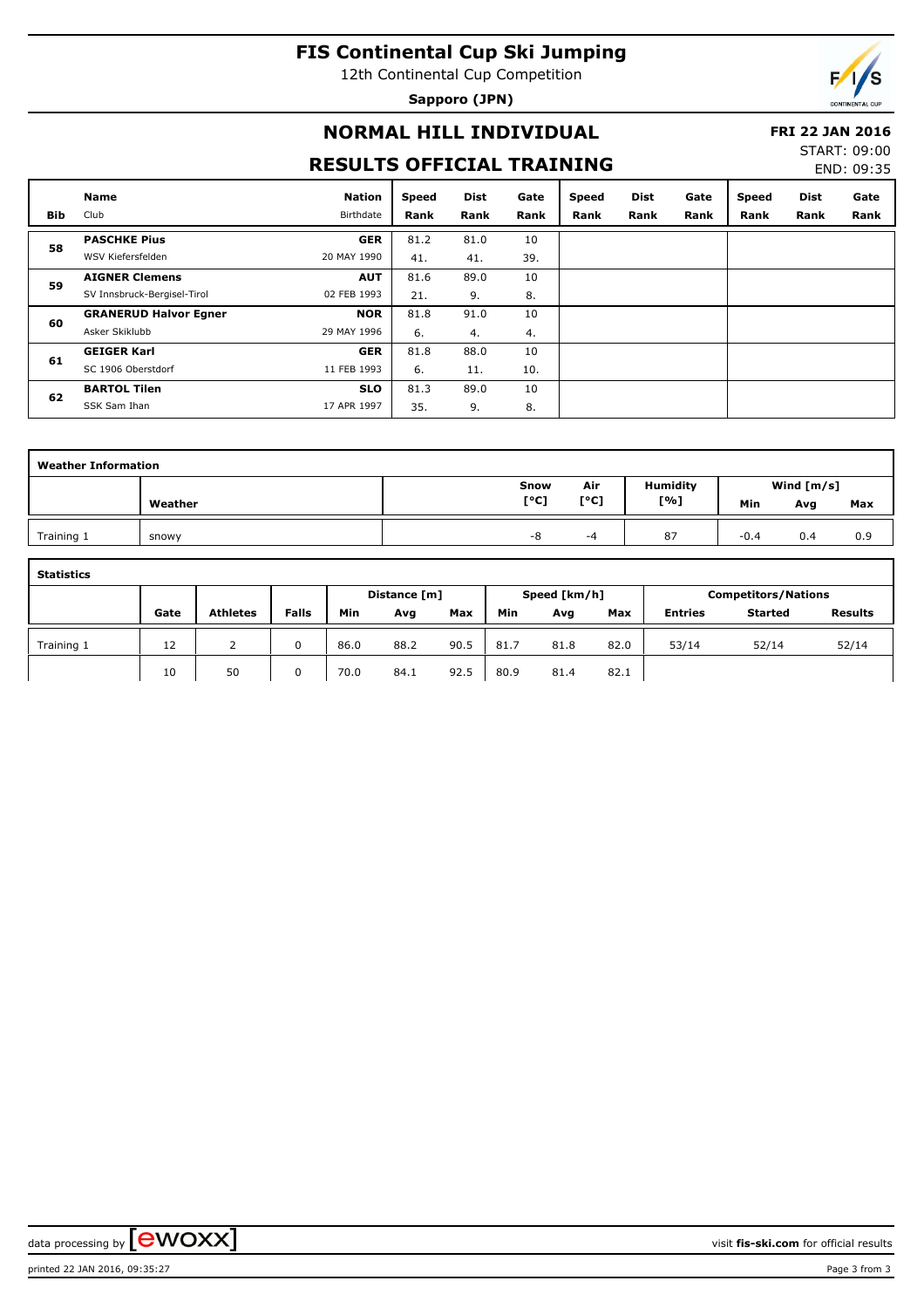# FIS Continental Cup Ski Jumping

12th Continental Cup Competition

**Sapporo (JPN)**

## NORMAL HILL INDIVIDUAL

## RESULTS OFFICIAL TRAINING

**FRI 22 JAN 2016**

START: 09:00

END: 09:35

| Bib | Name / Club | Nation / Birthdate | Speed / Rank | Dist / Rank | Gate / Rank | Speed / Rank | Dist / Rank | Gate / Rank | Speed / Rank | Dist / Rank | Gate / Rank |
|---|---|---|---|---|---|---|---|---|---|---|---|
| 58 | **PASCHKE Pius** | **GER** | 81.2 | 81.0 | 10 | | | | | | |
| | WSV Kiefersfelden | 20 MAY 1990 | 41. | 41. | 39. | | | | | | |
| 59 | **AIGNER Clemens** | **AUT** | 81.6 | 89.0 | 10 | | | | | | |
| | SV Innsbruck-Bergisel-Tirol | 02 FEB 1993 | 21. | 9. | 8. | | | | | | |
| 60 | **GRANERUD Halvor Egner** | **NOR** | 81.8 | 91.0 | 10 | | | | | | |
| | Asker Skiklubb | 29 MAY 1996 | 6. | 4. | 4. | | | | | | |
| 61 | **GEIGER Karl** | **GER** | 81.8 | 88.0 | 10 | | | | | | |
| | SC 1906 Oberstdorf | 11 FEB 1993 | 6. | 11. | 10. | | | | | | |
| 62 | **BARTOL Tilen** | **SLO** | 81.3 | 89.0 | 10 | | | | | | |
| | SSK Sam Ihan | 17 APR 1997 | 35. | 9. | 8. | | | | | | |

**Weather Information**

| | Weather | Snow [°C] | Air [°C] | Humidity [%] | Wind [m/s] Min | Avg | Max |
|---|---|---|---|---|---|---|---|
| Training 1 | snowy | -8 | -4 | 87 | -0.4 | 0.4 | 0.9 |

**Statistics**

| | Gate | Athletes | Falls | Distance [m] Min | Avg | Max | Speed [km/h] Min | Avg | Max | Competitors/Nations Entries | Started | Results |
|---|---|---|---|---|---|---|---|---|---|---|---|---|
| Training 1 | 12 | 2 | 0 | 86.0 | 88.2 | 90.5 | 81.7 | 81.8 | 82.0 | 53/14 | 52/14 | 52/14 |
| | 10 | 50 | 0 | 70.0 | 84.1 | 92.5 | 80.9 | 81.4 | 82.1 | | | |

data processing by [ewoxx]

visit **fis-ski.com** for official results

printed 22 JAN 2016, 09:35:27